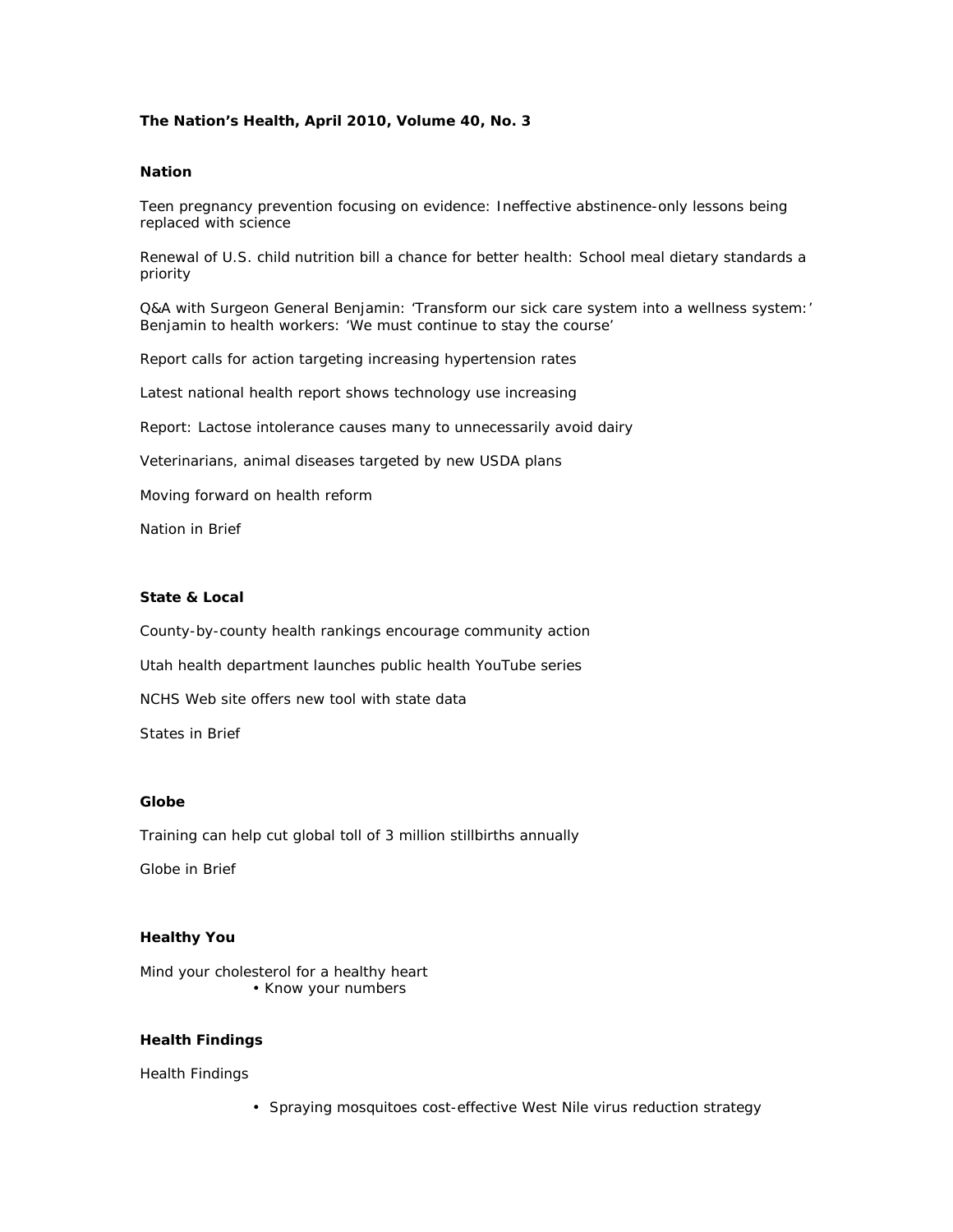**The Nation's Health, April 2010, Volume 40, No. 3**

## Nation

Teen pregnancy prevention focusing on evidence: Ineffective abstinence-only lessons being replaced with science

Renewal of U.S. child nutrition bill a chance for better health: School meal dietary standards a priority

Q&A with Surgeon General Benjamin: 'Transform our sick care system into a wellness system:' Benjamin to health workers: 'We must continue to stay the course'

Report calls for action targeting increasing hypertension rates

Latest national health report shows technology use increasing

Report: Lactose intolerance causes many to unnecessarily avoid dairy

Veterinarians, animal diseases targeted by new USDA plans

Moving forward on health reform

Nation in Brief

## State & Local

County-by-county health rankings encourage community action

Utah health department launches public health YouTube series

NCHS Web site offers new tool with state data

States in Brief

## Globe

Training can help cut global toll of 3 million stillbirths annually

Globe in Brief

## Healthy You

Mind your cholesterol for a healthy heart

- Know your numbers

## Health Findings

Health Findings

- Spraying mosquitoes cost-effective West Nile virus reduction strategy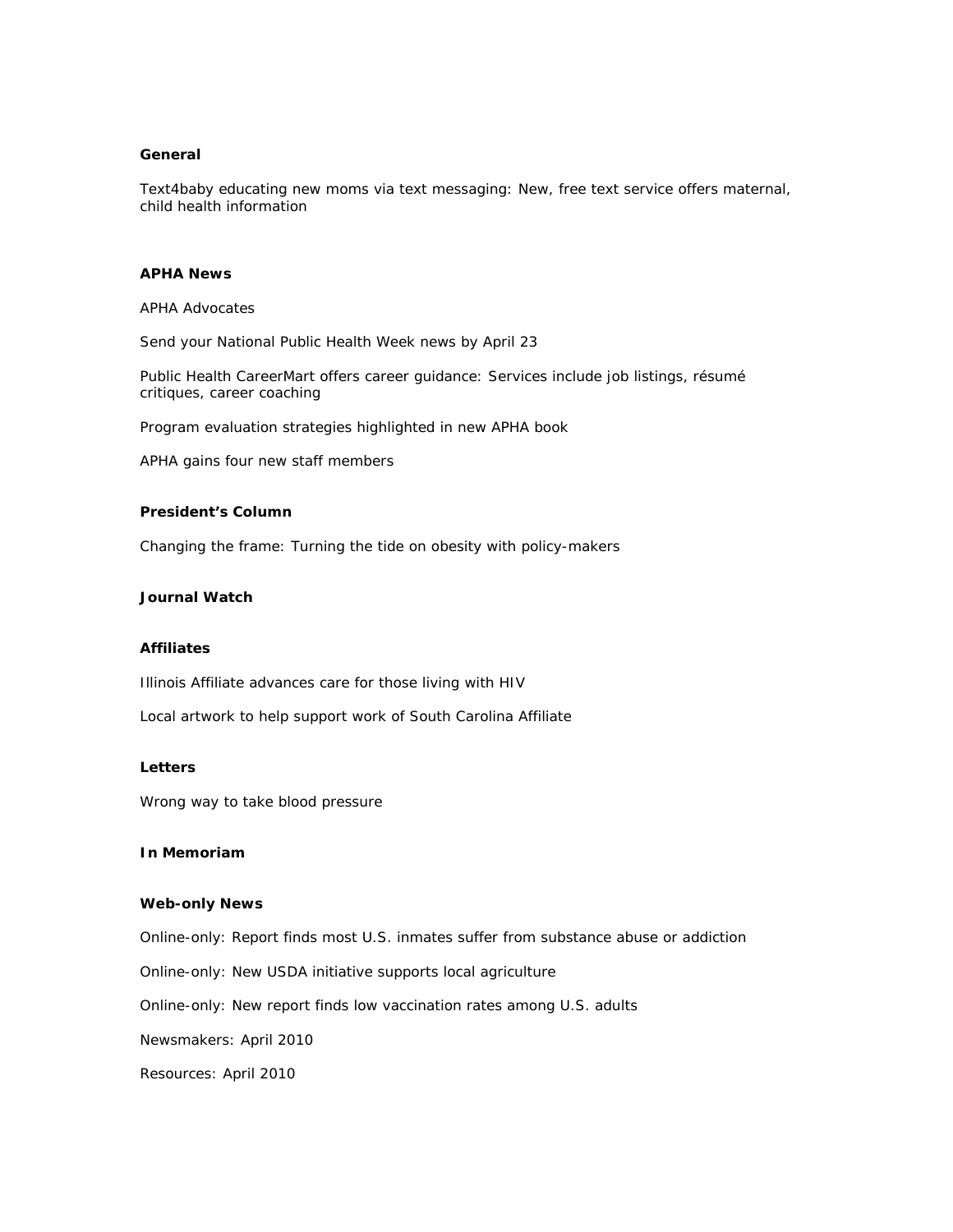### General

Text4baby educating new moms via text messaging: New, free text service offers maternal, child health information

### APHA News

APHA Advocates

Send your National Public Health Week news by April 23

Public Health CareerMart offers career guidance: Services include job listings, résumé critiques, career coaching

Program evaluation strategies highlighted in new APHA book

APHA gains four new staff members

### President's Column

Changing the frame: Turning the tide on obesity with policy-makers

### Journal Watch

### Affiliates

Illinois Affiliate advances care for those living with HIV

Local artwork to help support work of South Carolina Affiliate

### Letters

Wrong way to take blood pressure

### In Memoriam

### Web-only News

Online-only: Report finds most U.S. inmates suffer from substance abuse or addiction

Online-only: New USDA initiative supports local agriculture

Online-only: New report finds low vaccination rates among U.S. adults

Newsmakers: April 2010

Resources: April 2010